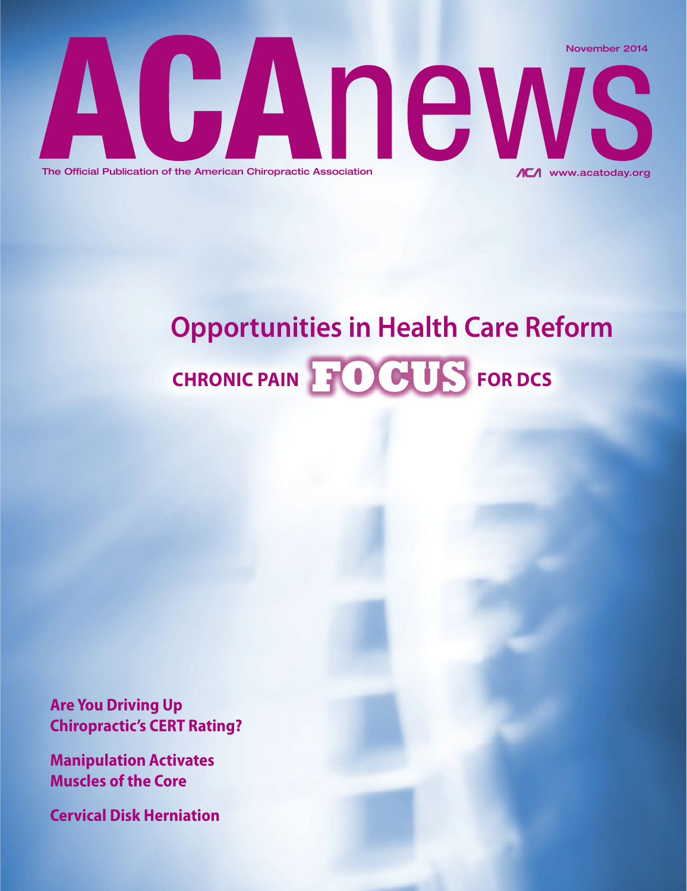# ACAnews

November 2014

The Official Publication of the American Chiropractic Association

www.acatoday.org

## Opportunities in Health Care Reform

## CHRONIC PAIN FOCUS FOR DCS

**Are You Driving Up Chiropractic's CERT Rating?**

**Manipulation Activates Muscles of the Core**

**Cervical Disk Herniation**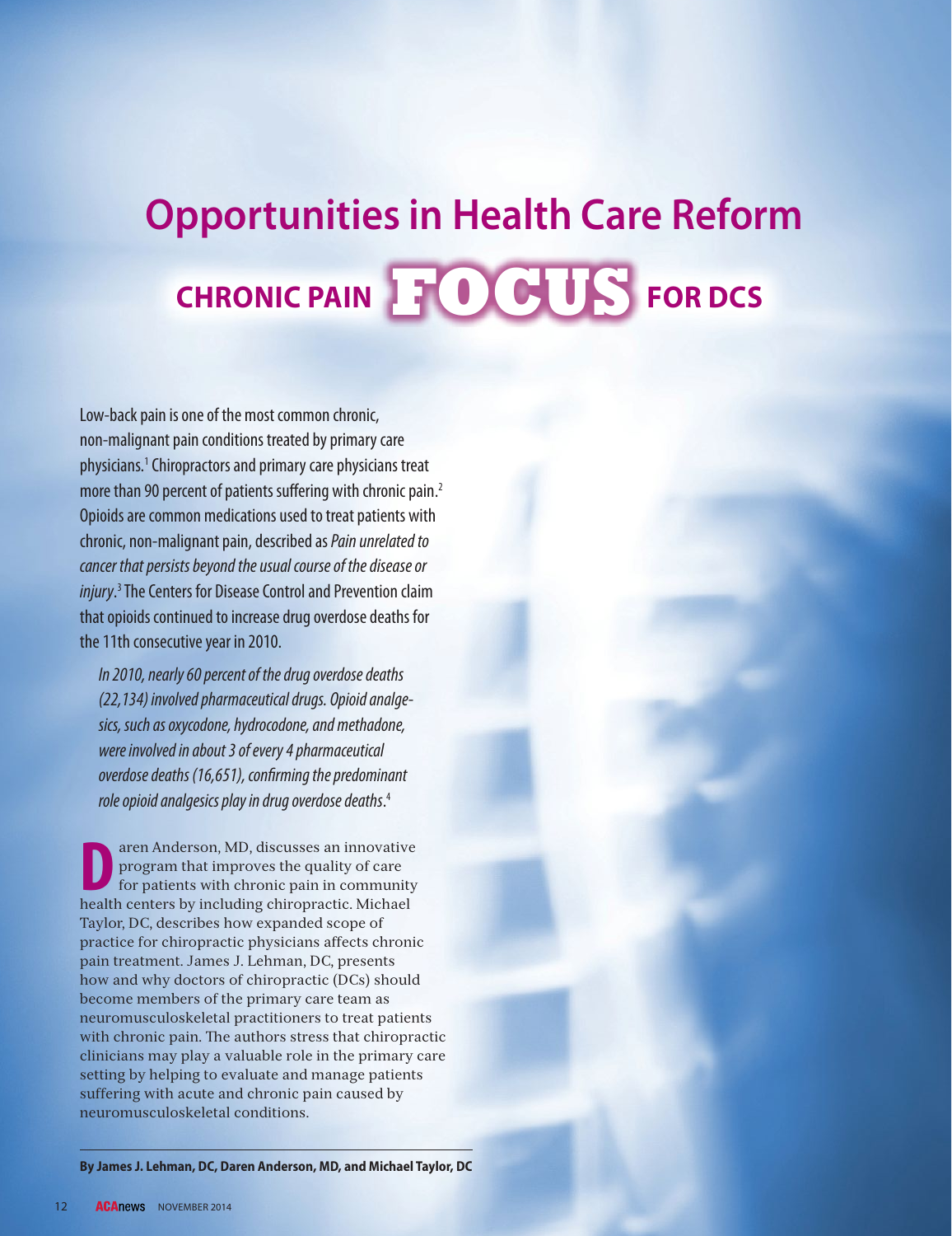# Opportunities in Health Care Reform

## CHRONIC PAIN FOCUS FOR DCS

Low-back pain is one of the most common chronic, non-malignant pain conditions treated by primary care physicians.[1] Chiropractors and primary care physicians treat more than 90 percent of patients suffering with chronic pain.[2] Opioids are common medications used to treat patients with chronic, non-malignant pain, described as *Pain unrelated to cancer that persists beyond the usual course of the disease or injury*.[3] The Centers for Disease Control and Prevention claim that opioids continued to increase drug overdose deaths for the 11th consecutive year in 2010.

> *In 2010, nearly 60 percent of the drug overdose deaths (22,134) involved pharmaceutical drugs. Opioid analgesics, such as oxycodone, hydrocodone, and methadone, were involved in about 3 of every 4 pharmaceutical overdose deaths (16,651), confirming the predominant role opioid analgesics play in drug overdose deaths*.[4]

Daren Anderson, MD, discusses an innovative program that improves the quality of care for patients with chronic pain in community health centers by including chiropractic. Michael Taylor, DC, describes how expanded scope of practice for chiropractic physicians affects chronic pain treatment. James J. Lehman, DC, presents how and why doctors of chiropractic (DCs) should become members of the primary care team as neuromusculoskeletal practitioners to treat patients with chronic pain. The authors stress that chiropractic clinicians may play a valuable role in the primary care setting by helping to evaluate and manage patients suffering with acute and chronic pain caused by neuromusculoskeletal conditions.

**By James J. Lehman, DC, Daren Anderson, MD, and Michael Taylor, DC**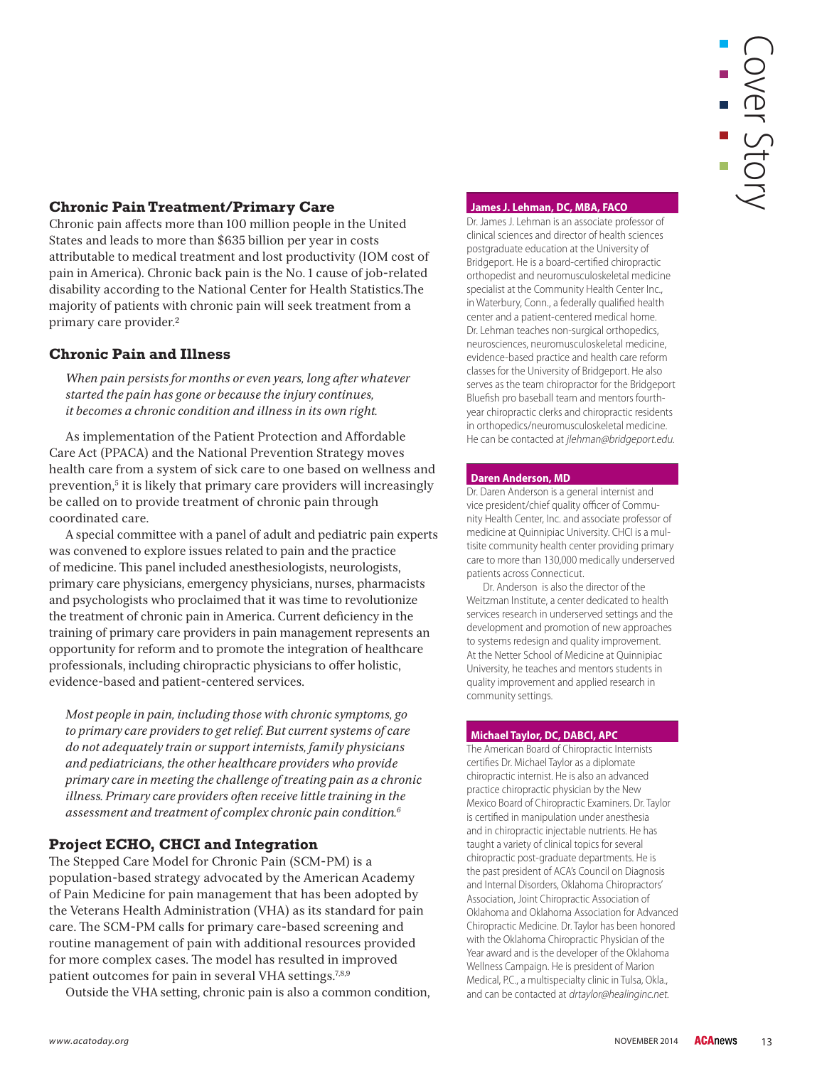## Chronic Pain Treatment/Primary Care

Chronic pain affects more than 100 million people in the United States and leads to more than $635 billion per year in costs attributable to medical treatment and lost productivity (IOM cost of pain in America). Chronic back pain is the No. 1 cause of job-related disability according to the National Center for Health Statistics.The majority of patients with chronic pain will seek treatment from a primary care provider.[2]

## Chronic Pain and Illness

*When pain persists for months or even years, long after whatever started the pain has gone or because the injury continues, it becomes a chronic condition and illness in its own right.*

As implementation of the Patient Protection and Affordable Care Act (PPACA) and the National Prevention Strategy moves health care from a system of sick care to one based on wellness and prevention,[5] it is likely that primary care providers will increasingly be called on to provide treatment of chronic pain through coordinated care.

A special committee with a panel of adult and pediatric pain experts was convened to explore issues related to pain and the practice of medicine. This panel included anesthesiologists, neurologists, primary care physicians, emergency physicians, nurses, pharmacists and psychologists who proclaimed that it was time to revolutionize the treatment of chronic pain in America. Current deficiency in the training of primary care providers in pain management represents an opportunity for reform and to promote the integration of healthcare professionals, including chiropractic physicians to offer holistic, evidence-based and patient-centered services.

*Most people in pain, including those with chronic symptoms, go to primary care providers to get relief. But current systems of care do not adequately train or support internists, family physicians and pediatricians, the other healthcare providers who provide primary care in meeting the challenge of treating pain as a chronic illness. Primary care providers often receive little training in the assessment and treatment of complex chronic pain condition.[6]*

## Project ECHO, CHCI and Integration

The Stepped Care Model for Chronic Pain (SCM-PM) is a population-based strategy advocated by the American Academy of Pain Medicine for pain management that has been adopted by the Veterans Health Administration (VHA) as its standard for pain care. The SCM-PM calls for primary care-based screening and routine management of pain with additional resources provided for more complex cases. The model has resulted in improved patient outcomes for pain in several VHA settings.[7,8,9]

Outside the VHA setting, chronic pain is also a common condition,

**James J. Lehman, DC, MBA, FACO**

Dr. James J. Lehman is an associate professor of clinical sciences and director of health sciences postgraduate education at the University of Bridgeport. He is a board-certified chiropractic orthopedist and neuromusculoskeletal medicine specialist at the Community Health Center Inc., in Waterbury, Conn., a federally qualified health center and a patient-centered medical home. Dr. Lehman teaches non-surgical orthopedics, neurosciences, neuromusculoskeletal medicine, evidence-based practice and health care reform classes for the University of Bridgeport. He also serves as the team chiropractor for the Bridgeport Bluefish pro baseball team and mentors fourth-year chiropractic clerks and chiropractic residents in orthopedics/neuromusculoskeletal medicine. He can be contacted at *jlehman@bridgeport.edu.*

**Daren Anderson, MD**

Dr. Daren Anderson is a general internist and vice president/chief quality officer of Community Health Center, Inc. and associate professor of medicine at Quinnipiac University. CHCI is a multisite community health center providing primary care to more than 130,000 medically underserved patients across Connecticut.

Dr. Anderson is also the director of the Weitzman Institute, a center dedicated to health services research in underserved settings and the development and promotion of new approaches to systems redesign and quality improvement. At the Netter School of Medicine at Quinnipiac University, he teaches and mentors students in quality improvement and applied research in community settings.

**Michael Taylor, DC, DABCI, APC**

The American Board of Chiropractic Internists certifies Dr. Michael Taylor as a diplomate chiropractic internist. He is also an advanced practice chiropractic physician by the New Mexico Board of Chiropractic Examiners. Dr. Taylor is certified in manipulation under anesthesia and in chiropractic injectable nutrients. He has taught a variety of clinical topics for several chiropractic post-graduate departments. He is the past president of ACA's Council on Diagnosis and Internal Disorders, Oklahoma Chiropractors' Association, Joint Chiropractic Association of Oklahoma and Oklahoma Association for Advanced Chiropractic Medicine. Dr. Taylor has been honored with the Oklahoma Chiropractic Physician of the Year award and is the developer of the Oklahoma Wellness Campaign. He is president of Marion Medical, P.C., a multispecialty clinic in Tulsa, Okla., and can be contacted at *drtaylor@healinginc.net.*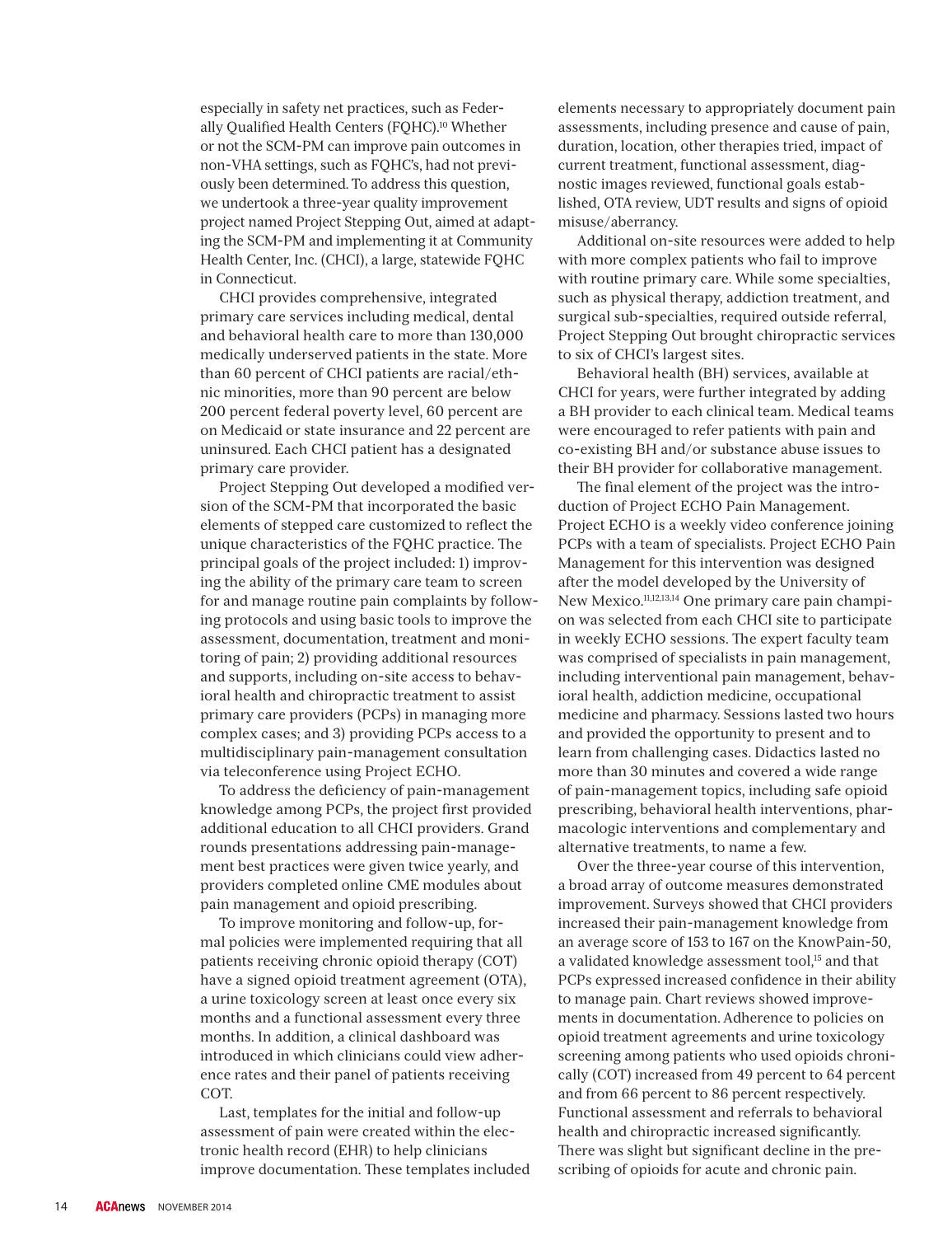especially in safety net practices, such as Federally Qualified Health Centers (FQHC).[10] Whether or not the SCM-PM can improve pain outcomes in non-VHA settings, such as FQHC's, had not previously been determined. To address this question, we undertook a three-year quality improvement project named Project Stepping Out, aimed at adapting the SCM-PM and implementing it at Community Health Center, Inc. (CHCI), a large, statewide FQHC in Connecticut.

CHCI provides comprehensive, integrated primary care services including medical, dental and behavioral health care to more than 130,000 medically underserved patients in the state. More than 60 percent of CHCI patients are racial/ethnic minorities, more than 90 percent are below 200 percent federal poverty level, 60 percent are on Medicaid or state insurance and 22 percent are uninsured. Each CHCI patient has a designated primary care provider.

Project Stepping Out developed a modified version of the SCM-PM that incorporated the basic elements of stepped care customized to reflect the unique characteristics of the FQHC practice. The principal goals of the project included: 1) improving the ability of the primary care team to screen for and manage routine pain complaints by following protocols and using basic tools to improve the assessment, documentation, treatment and monitoring of pain; 2) providing additional resources and supports, including on-site access to behavioral health and chiropractic treatment to assist primary care providers (PCPs) in managing more complex cases; and 3) providing PCPs access to a multidisciplinary pain-management consultation via teleconference using Project ECHO.

To address the deficiency of pain-management knowledge among PCPs, the project first provided additional education to all CHCI providers. Grand rounds presentations addressing pain-management best practices were given twice yearly, and providers completed online CME modules about pain management and opioid prescribing.

To improve monitoring and follow-up, formal policies were implemented requiring that all patients receiving chronic opioid therapy (COT) have a signed opioid treatment agreement (OTA), a urine toxicology screen at least once every six months and a functional assessment every three months. In addition, a clinical dashboard was introduced in which clinicians could view adherence rates and their panel of patients receiving COT.

Last, templates for the initial and follow-up assessment of pain were created within the electronic health record (EHR) to help clinicians improve documentation. These templates included elements necessary to appropriately document pain assessments, including presence and cause of pain, duration, location, other therapies tried, impact of current treatment, functional assessment, diagnostic images reviewed, functional goals established, OTA review, UDT results and signs of opioid misuse/aberrancy.

Additional on-site resources were added to help with more complex patients who fail to improve with routine primary care. While some specialties, such as physical therapy, addiction treatment, and surgical sub-specialties, required outside referral, Project Stepping Out brought chiropractic services to six of CHCI's largest sites.

Behavioral health (BH) services, available at CHCI for years, were further integrated by adding a BH provider to each clinical team. Medical teams were encouraged to refer patients with pain and co-existing BH and/or substance abuse issues to their BH provider for collaborative management.

The final element of the project was the introduction of Project ECHO Pain Management. Project ECHO is a weekly video conference joining PCPs with a team of specialists. Project ECHO Pain Management for this intervention was designed after the model developed by the University of New Mexico.[11,12,13,14] One primary care pain champion was selected from each CHCI site to participate in weekly ECHO sessions. The expert faculty team was comprised of specialists in pain management, including interventional pain management, behavioral health, addiction medicine, occupational medicine and pharmacy. Sessions lasted two hours and provided the opportunity to present and to learn from challenging cases. Didactics lasted no more than 30 minutes and covered a wide range of pain-management topics, including safe opioid prescribing, behavioral health interventions, pharmacologic interventions and complementary and alternative treatments, to name a few.

Over the three-year course of this intervention, a broad array of outcome measures demonstrated improvement. Surveys showed that CHCI providers increased their pain-management knowledge from an average score of 153 to 167 on the KnowPain-50, a validated knowledge assessment tool,[15] and that PCPs expressed increased confidence in their ability to manage pain. Chart reviews showed improvements in documentation. Adherence to policies on opioid treatment agreements and urine toxicology screening among patients who used opioids chronically (COT) increased from 49 percent to 64 percent and from 66 percent to 86 percent respectively. Functional assessment and referrals to behavioral health and chiropractic increased significantly. There was slight but significant decline in the prescribing of opioids for acute and chronic pain.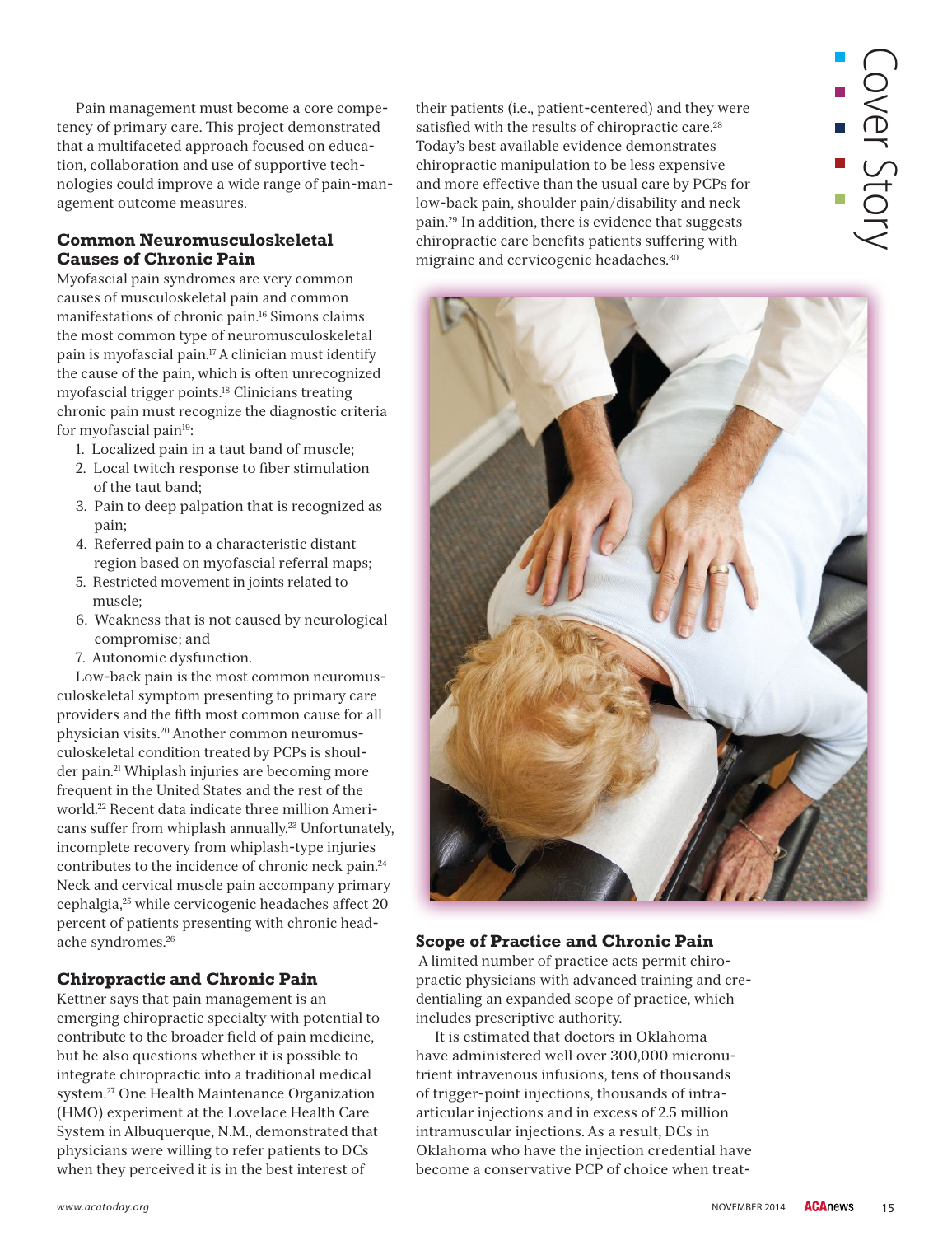Pain management must become a core competency of primary care. This project demonstrated that a multifaceted approach focused on education, collaboration and use of supportive technologies could improve a wide range of pain-management outcome measures.

### Common Neuromusculoskeletal Causes of Chronic Pain

Myofascial pain syndromes are very common causes of musculoskeletal pain and common manifestations of chronic pain.[16] Simons claims the most common type of neuromusculoskeletal pain is myofascial pain.[17] A clinician must identify the cause of the pain, which is often unrecognized myofascial trigger points.[18] Clinicians treating chronic pain must recognize the diagnostic criteria for myofascial pain[19]:

1. Localized pain in a taut band of muscle;
2. Local twitch response to fiber stimulation of the taut band;
3. Pain to deep palpation that is recognized as pain;
4. Referred pain to a characteristic distant region based on myofascial referral maps;
5. Restricted movement in joints related to muscle;
6. Weakness that is not caused by neurological compromise; and
7. Autonomic dysfunction.

Low-back pain is the most common neuromusculoskeletal symptom presenting to primary care providers and the fifth most common cause for all physician visits.[20] Another common neuromusculoskeletal condition treated by PCPs is shoulder pain.[21] Whiplash injuries are becoming more frequent in the United States and the rest of the world.[22] Recent data indicate three million Americans suffer from whiplash annually.[23] Unfortunately, incomplete recovery from whiplash-type injuries contributes to the incidence of chronic neck pain.[24] Neck and cervical muscle pain accompany primary cephalgia,[25] while cervicogenic headaches affect 20 percent of patients presenting with chronic headache syndromes.[26]

### Chiropractic and Chronic Pain

Kettner says that pain management is an emerging chiropractic specialty with potential to contribute to the broader field of pain medicine, but he also questions whether it is possible to integrate chiropractic into a traditional medical system.[27] One Health Maintenance Organization (HMO) experiment at the Lovelace Health Care System in Albuquerque, N.M., demonstrated that physicians were willing to refer patients to DCs when they perceived it is in the best interest of their patients (i.e., patient-centered) and they were satisfied with the results of chiropractic care.[28] Today's best available evidence demonstrates chiropractic manipulation to be less expensive and more effective than the usual care by PCPs for low-back pain, shoulder pain/disability and neck pain.[29] In addition, there is evidence that suggests chiropractic care benefits patients suffering with migraine and cervicogenic headaches.[30]

### Scope of Practice and Chronic Pain

A limited number of practice acts permit chiropractic physicians with advanced training and credentialing an expanded scope of practice, which includes prescriptive authority.

It is estimated that doctors in Oklahoma have administered well over 300,000 micronutrient intravenous infusions, tens of thousands of trigger-point injections, thousands of intra-articular injections and in excess of 2.5 million intramuscular injections. As a result, DCs in Oklahoma who have the injection credential have become a conservative PCP of choice when treat-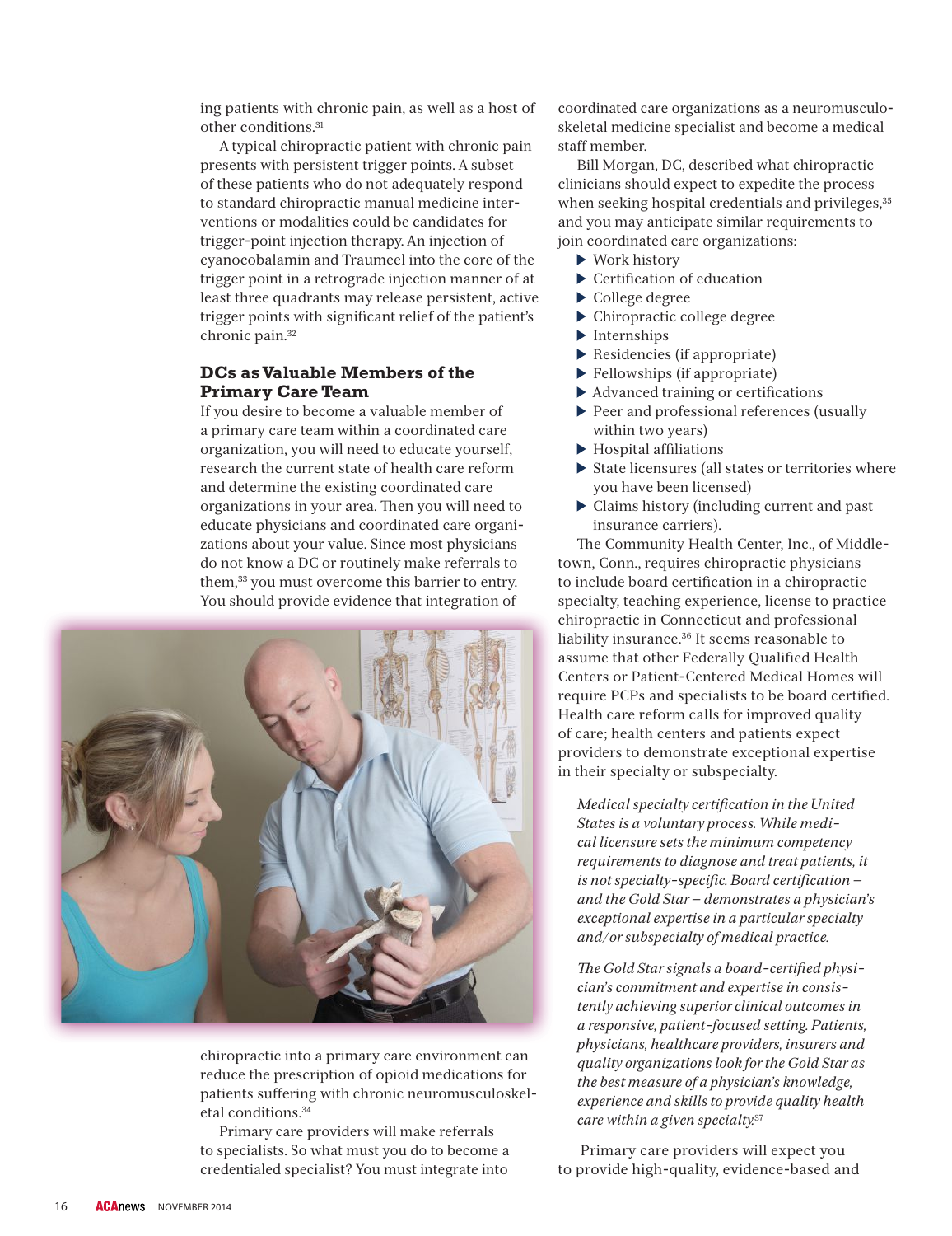ing patients with chronic pain, as well as a host of other conditions.[31]

A typical chiropractic patient with chronic pain presents with persistent trigger points. A subset of these patients who do not adequately respond to standard chiropractic manual medicine interventions or modalities could be candidates for trigger-point injection therapy. An injection of cyanocobalamin and Traumeel into the core of the trigger point in a retrograde injection manner of at least three quadrants may release persistent, active trigger points with significant relief of the patient's chronic pain.[32]

## DCs as Valuable Members of the Primary Care Team

If you desire to become a valuable member of a primary care team within a coordinated care organization, you will need to educate yourself, research the current state of health care reform and determine the existing coordinated care organizations in your area. Then you will need to educate physicians and coordinated care organizations about your value. Since most physicians do not know a DC or routinely make referrals to them,[33] you must overcome this barrier to entry. You should provide evidence that integration of chiropractic into a primary care environment can reduce the prescription of opioid medications for patients suffering with chronic neuromusculoskeletal conditions.[34]

Primary care providers will make referrals to specialists. So what must you do to become a credentialed specialist? You must integrate into coordinated care organizations as a neuromusculoskeletal medicine specialist and become a medical staff member.

Bill Morgan, DC, described what chiropractic clinicians should expect to expedite the process when seeking hospital credentials and privileges,[35] and you may anticipate similar requirements to join coordinated care organizations:

- Work history
- Certification of education
- College degree
- Chiropractic college degree
- Internships
- Residencies (if appropriate)
- Fellowships (if appropriate)
- Advanced training or certifications
- Peer and professional references (usually within two years)
- Hospital affiliations
- State licensures (all states or territories where you have been licensed)
- Claims history (including current and past insurance carriers).

The Community Health Center, Inc., of Middletown, Conn., requires chiropractic physicians to include board certification in a chiropractic specialty, teaching experience, license to practice chiropractic in Connecticut and professional liability insurance.[36] It seems reasonable to assume that other Federally Qualified Health Centers or Patient-Centered Medical Homes will require PCPs and specialists to be board certified. Health care reform calls for improved quality of care; health centers and patients expect providers to demonstrate exceptional expertise in their specialty or subspecialty.

> *Medical specialty certification in the United States is a voluntary process. While medical licensure sets the minimum competency requirements to diagnose and treat patients, it is not specialty-specific. Board certification – and the Gold Star – demonstrates a physician's exceptional expertise in a particular specialty and/or subspecialty of medical practice.*
>
> *The Gold Star signals a board-certified physician's commitment and expertise in consistently achieving superior clinical outcomes in a responsive, patient-focused setting. Patients, physicians, healthcare providers, insurers and quality organizations look for the Gold Star as the best measure of a physician's knowledge, experience and skills to provide quality health care within a given specialty.*[37]

Primary care providers will expect you to provide high-quality, evidence-based and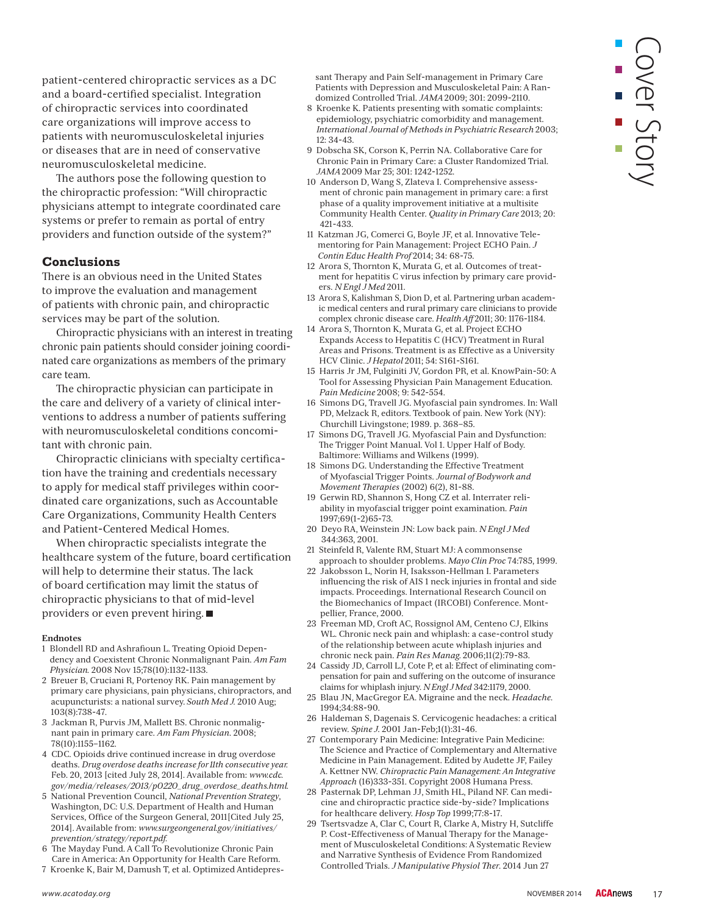patient-centered chiropractic services as a DC and a board-certified specialist. Integration of chiropractic services into coordinated care organizations will improve access to patients with neuromusculoskeletal injuries or diseases that are in need of conservative neuromusculoskeletal medicine.

The authors pose the following question to the chiropractic profession: "Will chiropractic physicians attempt to integrate coordinated care systems or prefer to remain as portal of entry providers and function outside of the system?"

## Conclusions

There is an obvious need in the United States to improve the evaluation and management of patients with chronic pain, and chiropractic services may be part of the solution.

Chiropractic physicians with an interest in treating chronic pain patients should consider joining coordinated care organizations as members of the primary care team.

The chiropractic physician can participate in the care and delivery of a variety of clinical interventions to address a number of patients suffering with neuromusculoskeletal conditions concomitant with chronic pain.

Chiropractic clinicians with specialty certification have the training and credentials necessary to apply for medical staff privileges within coordinated care organizations, such as Accountable Care Organizations, Community Health Centers and Patient-Centered Medical Homes.

When chiropractic specialists integrate the healthcare system of the future, board certification will help to determine their status. The lack of board certification may limit the status of chiropractic physicians to that of mid-level providers or even prevent hiring. ■

#### Endnotes

1 Blondell RD and Ashrafioun L. Treating Opioid Dependency and Coexistent Chronic Nonmalignant Pain. *Am Fam Physician.* 2008 Nov 15;78(10):1132-1133.
2 Breuer B, Cruciani R, Portenoy RK. Pain management by primary care physicians, pain physicians, chiropractors, and acupuncturists: a national survey. *South Med J.* 2010 Aug; 103(8):738-47.
3 Jackman R, Purvis JM, Mallett BS. Chronic nonmalignant pain in primary care. *Am Fam Physician.* 2008; 78(10):1155–1162.
4 CDC. Opioids drive continued increase in drug overdose deaths. *Drug overdose deaths increase for 11th consecutive year.* Feb. 20, 2013 [cited July 28, 2014]. Available from: *www.cdc.gov/media/releases/2013/p0220_drug_overdose_deaths.html.*
5 National Prevention Council, *National Prevention Strategy*, Washington, DC: U.S. Department of Health and Human Services, Office of the Surgeon General, 2011[Cited July 25, 2014]. Available from: *www.surgeongeneral.gov/initiatives/prevention/strategy/report.pdf.*
6 The Mayday Fund. A Call To Revolutionize Chronic Pain Care in America: An Opportunity for Health Care Reform.
7 Kroenke K, Bair M, Damush T, et al. Optimized Antidepressant Therapy and Pain Self-management in Primary Care Patients with Depression and Musculoskeletal Pain: A Randomized Controlled Trial. *JAMA* 2009; 301: 2099-2110.
8 Kroenke K. Patients presenting with somatic complaints: epidemiology, psychiatric comorbidity and management. *International Journal of Methods in Psychiatric Research* 2003; 12: 34-43.
9 Dobscha SK, Corson K, Perrin NA. Collaborative Care for Chronic Pain in Primary Care: a Cluster Randomized Trial. *JAMA* 2009 Mar 25; 301: 1242-1252.
10 Anderson D, Wang S, Zlateva I. Comprehensive assessment of chronic pain management in primary care: a first phase of a quality improvement initiative at a multisite Community Health Center. *Quality in Primary Care* 2013; 20: 421-433.
11 Katzman JG, Comerci G, Boyle JF, et al. Innovative Telementoring for Pain Management: Project ECHO Pain. *J Contin Educ Health Prof* 2014; 34: 68-75.
12 Arora S, Thornton K, Murata G, et al. Outcomes of treatment for hepatitis C virus infection by primary care providers. *N Engl J Med* 2011.
13 Arora S, Kalishman S, Dion D, et al. Partnering urban academic medical centers and rural primary care clinicians to provide complex chronic disease care. *Health Aff* 2011; 30: 1176-1184.
14 Arora S, Thornton K, Murata G, et al. Project ECHO Expands Access to Hepatitis C (HCV) Treatment in Rural Areas and Prisons. Treatment is as Effective as a University HCV Clinic. *J Hepatol* 2011; 54: S161-S161.
15 Harris Jr JM, Fulginiti JV, Gordon PR, et al. KnowPain-50: A Tool for Assessing Physician Pain Management Education. *Pain Medicine* 2008; 9: 542-554.
16 Simons DG, Travell JG. Myofascial pain syndromes. In: Wall PD, Melzack R, editors. Textbook of pain. New York (NY): Churchill Livingstone; 1989. p. 368–85.
17 Simons DG, Travell JG. Myofascial Pain and Dysfunction: The Trigger Point Manual. Vol 1. Upper Half of Body. Baltimore: Williams and Wilkens (1999).
18 Simons DG. Understanding the Effective Treatment of Myofascial Trigger Points. *Journal of Bodywork and Movement Therapies* (2002) 6(2), 81-88.
19 Gerwin RD, Shannon S, Hong CZ et al. Interrater reliability in myofascial trigger point examination. *Pain* 1997;69(1-2)65-73.
20 Deyo RA, Weinstein JN: Low back pain. *N Engl J Med* 344:363, 2001.
21 Steinfeld R, Valente RM, Stuart MJ: A commonsense approach to shoulder problems. *Mayo Clin Proc* 74:785, 1999.
22 Jakobsson L, Norin H, Isaksson-Hellman I. Parameters influencing the risk of AIS 1 neck injuries in frontal and side impacts. Proceedings. International Research Council on the Biomechanics of Impact (IRCOBI) Conference. Montpellier, France, 2000.
23 Freeman MD, Croft AC, Rossignol AM, Centeno CJ, Elkins WL. Chronic neck pain and whiplash: a case-control study of the relationship between acute whiplash injuries and chronic neck pain. *Pain Res Manag.* 2006;11(2):79-83.
24 Cassidy JD, Carroll LJ, Cote P, et al: Effect of eliminating compensation for pain and suffering on the outcome of insurance claims for whiplash injury. *N Engl J Med* 342:1179, 2000.
25 Blau JN, MacGregor EA. Migraine and the neck. *Headache.* 1994;34:88-90.
26 Haldeman S, Dagenais S. Cervicogenic headaches: a critical review. *Spine J.* 2001 Jan-Feb;1(1):31-46.
27 Contemporary Pain Medicine: Integrative Pain Medicine: The Science and Practice of Complementary and Alternative Medicine in Pain Management. Edited by Audette JF, Failey A. Kettner NW. *Chiropractic Pain Management: An Integrative Approach* (16)333-351. Copyright 2008 Humana Press.
28 Pasternak DP, Lehman JJ, Smith HL, Piland NF. Can medicine and chiropractic practice side-by-side? Implications for healthcare delivery. *Hosp Top* 1999;77:8-17.
29 Tsertsvadze A, Clar C, Court R, Clarke A, Mistry H, Sutcliffe P. Cost-Effectiveness of Manual Therapy for the Management of Musculoskeletal Conditions: A Systematic Review and Narrative Synthesis of Evidence From Randomized Controlled Trials. *J Manipulative Physiol Ther.* 2014 Jun 27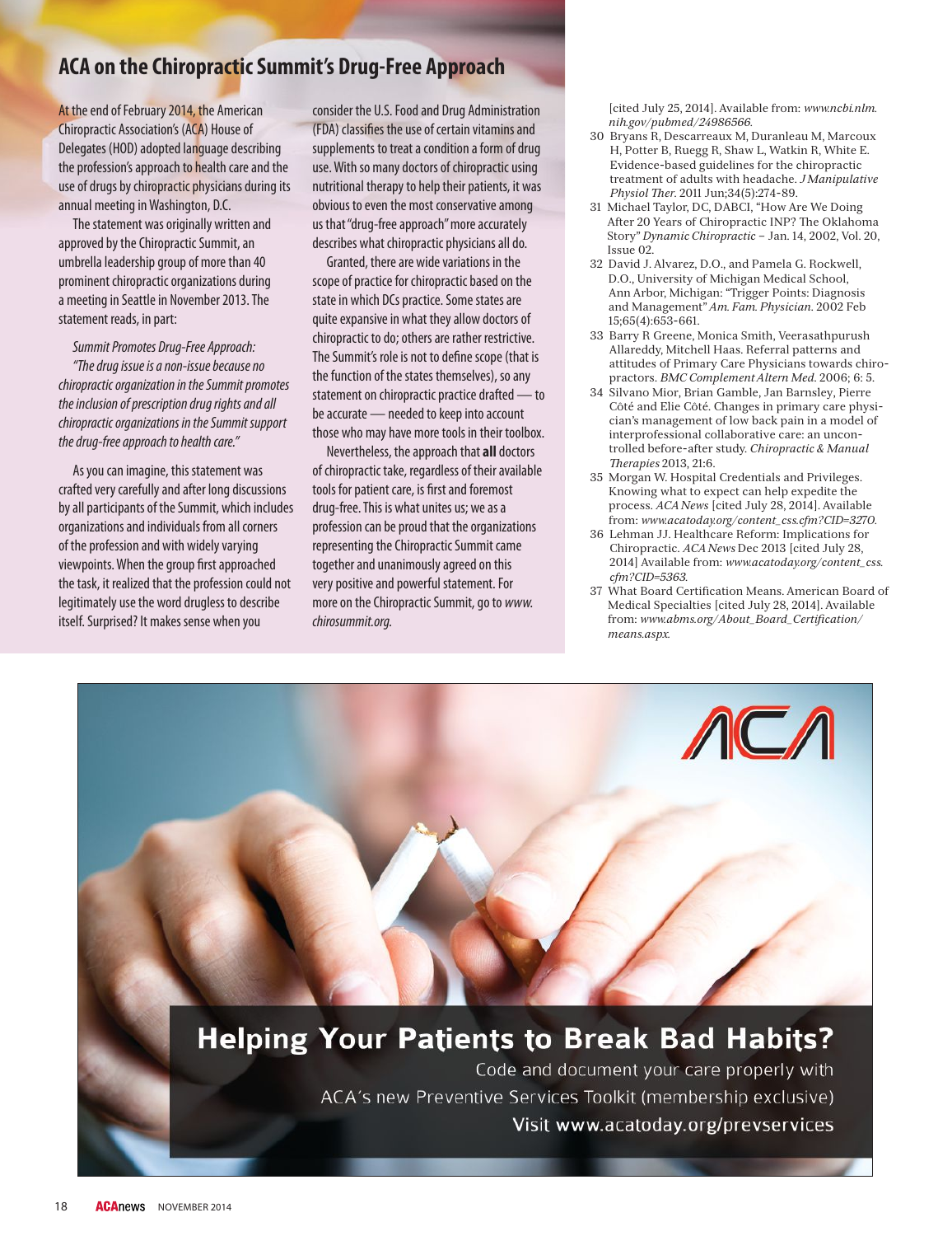## ACA on the Chiropractic Summit's Drug-Free Approach

At the end of February 2014, the American Chiropractic Association's (ACA) House of Delegates (HOD) adopted language describing the profession's approach to health care and the use of drugs by chiropractic physicians during its annual meeting in Washington, D.C.

The statement was originally written and approved by the Chiropractic Summit, an umbrella leadership group of more than 40 prominent chiropractic organizations during a meeting in Seattle in November 2013. The statement reads, in part:

*Summit Promotes Drug-Free Approach: "The drug issue is a non-issue because no chiropractic organization in the Summit promotes the inclusion of prescription drug rights and all chiropractic organizations in the Summit support the drug-free approach to health care."*

As you can imagine, this statement was crafted very carefully and after long discussions by all participants of the Summit, which includes organizations and individuals from all corners of the profession and with widely varying viewpoints. When the group first approached the task, it realized that the profession could not legitimately use the word drugless to describe itself. Surprised? It makes sense when you consider the U.S. Food and Drug Administration (FDA) classifies the use of certain vitamins and supplements to treat a condition a form of drug use. With so many doctors of chiropractic using nutritional therapy to help their patients, it was obvious to even the most conservative among us that "drug-free approach" more accurately describes what chiropractic physicians all do.

Granted, there are wide variations in the scope of practice for chiropractic based on the state in which DCs practice. Some states are quite expansive in what they allow doctors of chiropractic to do; others are rather restrictive. The Summit's role is not to define scope (that is the function of the states themselves), so any statement on chiropractic practice drafted — to be accurate — needed to keep into account those who may have more tools in their toolbox.

Nevertheless, the approach that **all** doctors of chiropractic take, regardless of their available tools for patient care, is first and foremost drug-free. This is what unites us; we as a profession can be proud that the organizations representing the Chiropractic Summit came together and unanimously agreed on this very positive and powerful statement. For more on the Chiropractic Summit, go to *www.chirosummit.org.*

[cited July 25, 2014]. Available from: *www.ncbi.nlm.nih.gov/pubmed/24986566.*

30 Bryans R, Descarreaux M, Duranleau M, Marcoux H, Potter B, Ruegg R, Shaw L, Watkin R, White E. Evidence-based guidelines for the chiropractic treatment of adults with headache. *J Manipulative Physiol Ther*. 2011 Jun;34(5):274-89.

31 Michael Taylor, DC, DABCI, "How Are We Doing After 20 Years of Chiropractic INP? The Oklahoma Story" *Dynamic Chiropractic* – Jan. 14, 2002, Vol. 20, Issue 02.

32 David J. Alvarez, D.O., and Pamela G. Rockwell, D.O., University of Michigan Medical School, Ann Arbor, Michigan: "Trigger Points: Diagnosis and Management" *Am. Fam. Physician*. 2002 Feb 15;65(4):653-661.

33 Barry R Greene, Monica Smith, Veerasathpurush Allareddy, Mitchell Haas. Referral patterns and attitudes of Primary Care Physicians towards chiropractors. *BMC Complement Altern Med*. 2006; 6: 5.

34 Silvano Mior, Brian Gamble, Jan Barnsley, Pierre Côté and Elie Côté. Changes in primary care physician's management of low back pain in a model of interprofessional collaborative care: an uncontrolled before-after study. *Chiropractic & Manual Therapies* 2013, 21:6.

35 Morgan W. Hospital Credentials and Privileges. Knowing what to expect can help expedite the process. *ACA News* [cited July 28, 2014]. Available from: *www.acatoday.org/content_css.cfm?CID=3270.*

36 Lehman JJ. Healthcare Reform: Implications for Chiropractic. *ACA News* Dec 2013 [cited July 28, 2014] Available from: *www.acatoday.org/content_css.cfm?CID=5363.*

37 What Board Certification Means. American Board of Medical Specialties [cited July 28, 2014]. Available from: *www.abms.org/About_Board_Certification/means.aspx.*

ACA

**Helping Your Patients to Break Bad Habits?**

Code and document your care properly with ACA's new Preventive Services Toolkit (membership exclusive)

Visit www.acatoday.org/prevservices